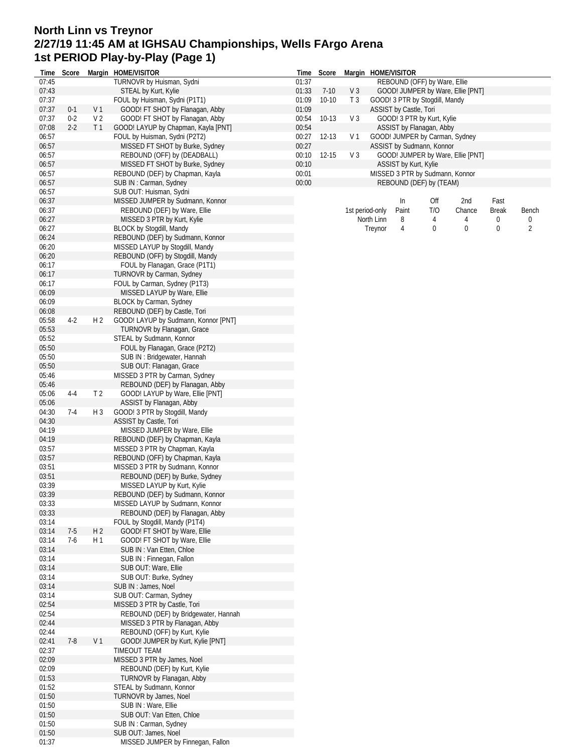# North Linn vs Treynor
## 2/27/19 11:45 AM at IGHSAU Championships, Wells FArgo Arena
## 1st PERIOD Play-by-Play (Page 1)

| Time | Score | Margin | HOME/VISITOR |
|---|---|---|---|
| 07:45 | | | TURNOVR by Huisman, Sydni |
| 07:43 | | | STEAL by Kurt, Kylie |
| 07:37 | | | FOUL by Huisman, Sydni (P1T1) |
| 07:37 | 0-1 | V 1 | GOOD! FT SHOT by Flanagan, Abby |
| 07:37 | 0-2 | V 2 | GOOD! FT SHOT by Flanagan, Abby |
| 07:08 | 2-2 | T 1 | GOOD! LAYUP by Chapman, Kayla [PNT] |
| 06:57 | | | FOUL by Huisman, Sydni (P2T2) |
| 06:57 | | | MISSED FT SHOT by Burke, Sydney |
| 06:57 | | | REBOUND (OFF) by (DEADBALL) |
| 06:57 | | | MISSED FT SHOT by Burke, Sydney |
| 06:57 | | | REBOUND (DEF) by Chapman, Kayla |
| 06:57 | | | SUB IN : Carman, Sydney |
| 06:57 | | | SUB OUT: Huisman, Sydni |
| 06:37 | | | MISSED JUMPER by Sudmann, Konnor |
| 06:37 | | | REBOUND (DEF) by Ware, Ellie |
| 06:27 | | | MISSED 3 PTR by Kurt, Kylie |
| 06:27 | | | BLOCK by Stogdill, Mandy |
| 06:24 | | | REBOUND (DEF) by Sudmann, Konnor |
| 06:20 | | | MISSED LAYUP by Stogdill, Mandy |
| 06:20 | | | REBOUND (OFF) by Stogdill, Mandy |
| 06:17 | | | FOUL by Flanagan, Grace (P1T1) |
| 06:17 | | | TURNOVR by Carman, Sydney |
| 06:17 | | | FOUL by Carman, Sydney (P1T3) |
| 06:09 | | | MISSED LAYUP by Ware, Ellie |
| 06:09 | | | BLOCK by Carman, Sydney |
| 06:08 | | | REBOUND (DEF) by Castle, Tori |
| 05:58 | 4-2 | H 2 | GOOD! LAYUP by Sudmann, Konnor [PNT] |
| 05:53 | | | TURNOVR by Flanagan, Grace |
| 05:52 | | | STEAL by Sudmann, Konnor |
| 05:50 | | | FOUL by Flanagan, Grace (P2T2) |
| 05:50 | | | SUB IN : Bridgewater, Hannah |
| 05:50 | | | SUB OUT: Flanagan, Grace |
| 05:46 | | | MISSED 3 PTR by Carman, Sydney |
| 05:46 | | | REBOUND (DEF) by Flanagan, Abby |
| 05:06 | 4-4 | T 2 | GOOD! LAYUP by Ware, Ellie [PNT] |
| 05:06 | | | ASSIST by Flanagan, Abby |
| 04:30 | 7-4 | H 3 | GOOD! 3 PTR by Stogdill, Mandy |
| 04:30 | | | ASSIST by Castle, Tori |
| 04:19 | | | MISSED JUMPER by Ware, Ellie |
| 04:19 | | | REBOUND (DEF) by Chapman, Kayla |
| 03:57 | | | MISSED 3 PTR by Chapman, Kayla |
| 03:57 | | | REBOUND (OFF) by Chapman, Kayla |
| 03:51 | | | MISSED 3 PTR by Sudmann, Konnor |
| 03:51 | | | REBOUND (DEF) by Burke, Sydney |
| 03:39 | | | MISSED LAYUP by Kurt, Kylie |
| 03:39 | | | REBOUND (DEF) by Sudmann, Konnor |
| 03:33 | | | MISSED LAYUP by Sudmann, Konnor |
| 03:33 | | | REBOUND (DEF) by Flanagan, Abby |
| 03:14 | | | FOUL by Stogdill, Mandy (P1T4) |
| 03:14 | 7-5 | H 2 | GOOD! FT SHOT by Ware, Ellie |
| 03:14 | 7-6 | H 1 | GOOD! FT SHOT by Ware, Ellie |
| 03:14 | | | SUB IN : Van Etten, Chloe |
| 03:14 | | | SUB IN : Finnegan, Fallon |
| 03:14 | | | SUB OUT: Ware, Ellie |
| 03:14 | | | SUB OUT: Burke, Sydney |
| 03:14 | | | SUB IN : James, Noel |
| 03:14 | | | SUB OUT: Carman, Sydney |
| 02:54 | | | MISSED 3 PTR by Castle, Tori |
| 02:54 | | | REBOUND (DEF) by Bridgewater, Hannah |
| 02:44 | | | MISSED 3 PTR by Flanagan, Abby |
| 02:44 | | | REBOUND (OFF) by Kurt, Kylie |
| 02:41 | 7-8 | V 1 | GOOD! JUMPER by Kurt, Kylie [PNT] |
| 02:37 | | | TIMEOUT TEAM |
| 02:09 | | | MISSED 3 PTR by James, Noel |
| 02:09 | | | REBOUND (DEF) by Kurt, Kylie |
| 01:53 | | | TURNOVR by Flanagan, Abby |
| 01:52 | | | STEAL by Sudmann, Konnor |
| 01:50 | | | TURNOVR by James, Noel |
| 01:50 | | | SUB IN : Ware, Ellie |
| 01:50 | | | SUB OUT: Van Etten, Chloe |
| 01:50 | | | SUB IN : Carman, Sydney |
| 01:50 | | | SUB OUT: James, Noel |
| 01:37 | | | MISSED JUMPER by Finnegan, Fallon |
| 01:37 | | | REBOUND (OFF) by Ware, Ellie |
| 01:33 | 7-10 | V 3 | GOOD! JUMPER by Ware, Ellie [PNT] |
| 01:09 | 10-10 | T 3 | GOOD! 3 PTR by Stogdill, Mandy |
| 01:09 | | | ASSIST by Castle, Tori |
| 00:54 | 10-13 | V 3 | GOOD! 3 PTR by Kurt, Kylie |
| 00:54 | | | ASSIST by Flanagan, Abby |
| 00:27 | 12-13 | V 1 | GOOD! JUMPER by Carman, Sydney |
| 00:27 | | | ASSIST by Sudmann, Konnor |
| 00:10 | 12-15 | V 3 | GOOD! JUMPER by Ware, Ellie [PNT] |
| 00:10 | | | ASSIST by Kurt, Kylie |
| 00:01 | | | MISSED 3 PTR by Sudmann, Konnor |
| 00:00 | | | REBOUND (DEF) by (TEAM) |

| 1st period-only | In Paint | Off T/O | 2nd Chance | Fast Break | Bench |
|---|---|---|---|---|---|
| North Linn | 8 | 4 | 4 | 0 | 0 |
| Treynor | 4 | 0 | 0 | 0 | 2 |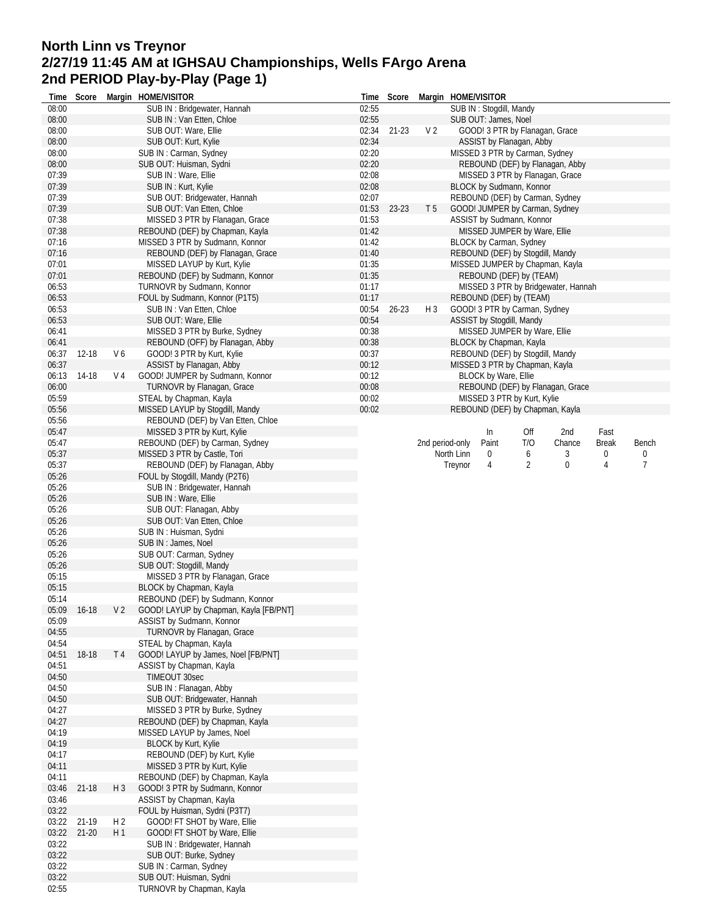# North Linn vs Treynor
# 2/27/19 11:45 AM at IGHSAU Championships, Wells FArgo Arena
# 2nd PERIOD Play-by-Play (Page 1)

| Time | Score | Margin | HOME/VISITOR |
|---|---|---|---|
| 08:00 | | | SUB IN : Bridgewater, Hannah |
| 08:00 | | | SUB IN : Van Etten, Chloe |
| 08:00 | | | SUB OUT: Ware, Ellie |
| 08:00 | | | SUB OUT: Kurt, Kylie |
| 08:00 | | | SUB IN : Carman, Sydney |
| 08:00 | | | SUB OUT: Huisman, Sydni |
| 07:39 | | | SUB IN : Ware, Ellie |
| 07:39 | | | SUB IN : Kurt, Kylie |
| 07:39 | | | SUB OUT: Bridgewater, Hannah |
| 07:39 | | | SUB OUT: Van Etten, Chloe |
| 07:38 | | | MISSED 3 PTR by Flanagan, Grace |
| 07:38 | | | REBOUND (DEF) by Chapman, Kayla |
| 07:16 | | | MISSED 3 PTR by Sudmann, Konnor |
| 07:16 | | | REBOUND (DEF) by Flanagan, Grace |
| 07:01 | | | MISSED LAYUP by Kurt, Kylie |
| 07:01 | | | REBOUND (DEF) by Sudmann, Konnor |
| 06:53 | | | TURNOVR by Sudmann, Konnor |
| 06:53 | | | FOUL by Sudmann, Konnor (P1T5) |
| 06:53 | | | SUB IN : Van Etten, Chloe |
| 06:53 | | | SUB OUT: Ware, Ellie |
| 06:41 | | | MISSED 3 PTR by Burke, Sydney |
| 06:41 | | | REBOUND (OFF) by Flanagan, Abby |
| 06:37 | 12-18 | V 6 | GOOD! 3 PTR by Kurt, Kylie |
| 06:37 | | | ASSIST by Flanagan, Abby |
| 06:13 | 14-18 | V 4 | GOOD! JUMPER by Sudmann, Konnor |
| 06:00 | | | TURNOVR by Flanagan, Grace |
| 05:59 | | | STEAL by Chapman, Kayla |
| 05:56 | | | MISSED LAYUP by Stogdill, Mandy |
| 05:56 | | | REBOUND (DEF) by Van Etten, Chloe |
| 05:47 | | | MISSED 3 PTR by Kurt, Kylie |
| 05:47 | | | REBOUND (DEF) by Carman, Sydney |
| 05:37 | | | MISSED 3 PTR by Castle, Tori |
| 05:37 | | | REBOUND (DEF) by Flanagan, Abby |
| 05:26 | | | FOUL by Stogdill, Mandy (P2T6) |
| 05:26 | | | SUB IN : Bridgewater, Hannah |
| 05:26 | | | SUB IN : Ware, Ellie |
| 05:26 | | | SUB OUT: Flanagan, Abby |
| 05:26 | | | SUB OUT: Van Etten, Chloe |
| 05:26 | | | SUB IN : Huisman, Sydni |
| 05:26 | | | SUB IN : James, Noel |
| 05:26 | | | SUB OUT: Carman, Sydney |
| 05:26 | | | SUB OUT: Stogdill, Mandy |
| 05:15 | | | MISSED 3 PTR by Flanagan, Grace |
| 05:15 | | | BLOCK by Chapman, Kayla |
| 05:14 | | | REBOUND (DEF) by Sudmann, Konnor |
| 05:09 | 16-18 | V 2 | GOOD! LAYUP by Chapman, Kayla [FB/PNT] |
| 05:09 | | | ASSIST by Sudmann, Konnor |
| 04:55 | | | TURNOVR by Flanagan, Grace |
| 04:54 | | | STEAL by Chapman, Kayla |
| 04:51 | 18-18 | T 4 | GOOD! LAYUP by James, Noel [FB/PNT] |
| 04:51 | | | ASSIST by Chapman, Kayla |
| 04:50 | | | TIMEOUT 30sec |
| 04:50 | | | SUB IN : Flanagan, Abby |
| 04:50 | | | SUB OUT: Bridgewater, Hannah |
| 04:27 | | | MISSED 3 PTR by Burke, Sydney |
| 04:27 | | | REBOUND (DEF) by Chapman, Kayla |
| 04:19 | | | MISSED LAYUP by James, Noel |
| 04:19 | | | BLOCK by Kurt, Kylie |
| 04:17 | | | REBOUND (DEF) by Kurt, Kylie |
| 04:11 | | | MISSED 3 PTR by Kurt, Kylie |
| 04:11 | | | REBOUND (DEF) by Chapman, Kayla |
| 03:46 | 21-18 | H 3 | GOOD! 3 PTR by Sudmann, Konnor |
| 03:46 | | | ASSIST by Chapman, Kayla |
| 03:22 | | | FOUL by Huisman, Sydni (P3T7) |
| 03:22 | 21-19 | H 2 | GOOD! FT SHOT by Ware, Ellie |
| 03:22 | 21-20 | H 1 | GOOD! FT SHOT by Ware, Ellie |
| 03:22 | | | SUB IN : Bridgewater, Hannah |
| 03:22 | | | SUB OUT: Burke, Sydney |
| 03:22 | | | SUB IN : Carman, Sydney |
| 03:22 | | | SUB OUT: Huisman, Sydni |
| 02:55 | | | TURNOVR by Chapman, Kayla |
| 02:55 | | | SUB IN : Stogdill, Mandy |
| 02:55 | | | SUB OUT: James, Noel |
| 02:34 | 21-23 | V 2 | GOOD! 3 PTR by Flanagan, Grace |
| 02:34 | | | ASSIST by Flanagan, Abby |
| 02:20 | | | MISSED 3 PTR by Carman, Sydney |
| 02:20 | | | REBOUND (DEF) by Flanagan, Abby |
| 02:08 | | | MISSED 3 PTR by Flanagan, Grace |
| 02:08 | | | BLOCK by Sudmann, Konnor |
| 02:07 | | | REBOUND (DEF) by Carman, Sydney |
| 01:53 | 23-23 | T 5 | GOOD! JUMPER by Carman, Sydney |
| 01:53 | | | ASSIST by Sudmann, Konnor |
| 01:42 | | | MISSED JUMPER by Ware, Ellie |
| 01:42 | | | BLOCK by Carman, Sydney |
| 01:40 | | | REBOUND (DEF) by Stogdill, Mandy |
| 01:35 | | | MISSED JUMPER by Chapman, Kayla |
| 01:35 | | | REBOUND (DEF) by (TEAM) |
| 01:17 | | | MISSED 3 PTR by Bridgewater, Hannah |
| 01:17 | | | REBOUND (DEF) by (TEAM) |
| 00:54 | 26-23 | H 3 | GOOD! 3 PTR by Carman, Sydney |
| 00:54 | | | ASSIST by Stogdill, Mandy |
| 00:38 | | | MISSED JUMPER by Ware, Ellie |
| 00:38 | | | BLOCK by Chapman, Kayla |
| 00:37 | | | REBOUND (DEF) by Stogdill, Mandy |
| 00:12 | | | MISSED 3 PTR by Chapman, Kayla |
| 00:12 | | | BLOCK by Ware, Ellie |
| 00:08 | | | REBOUND (DEF) by Flanagan, Grace |
| 00:02 | | | MISSED 3 PTR by Kurt, Kylie |
| 00:02 | | | REBOUND (DEF) by Chapman, Kayla |

| 2nd period-only | In Paint | Off T/O | 2nd Chance | Fast Break | Bench |
|---|---|---|---|---|---|
| North Linn | 0 | 6 | 3 | 0 | 0 |
| Treynor | 4 | 2 | 0 | 4 | 7 |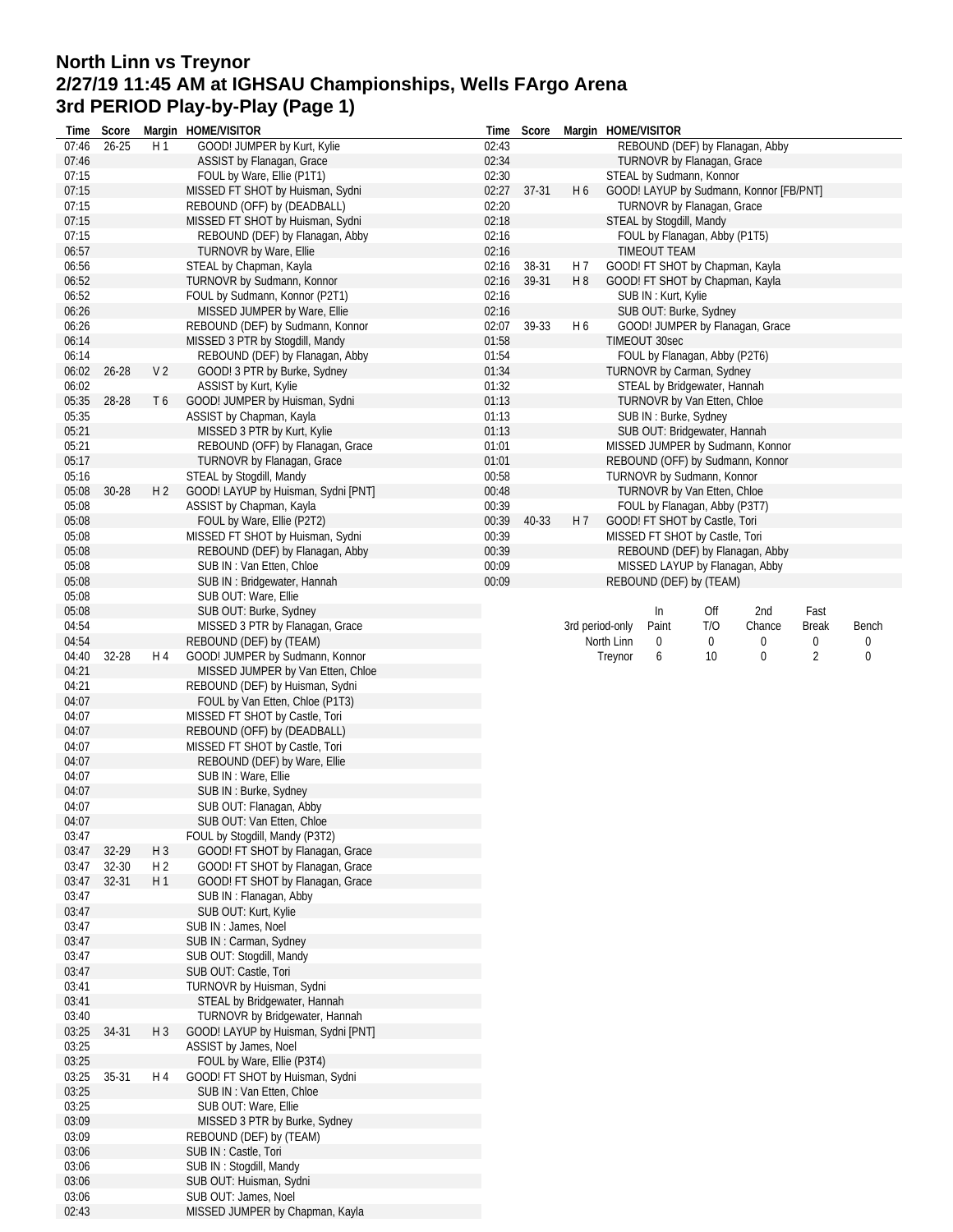# North Linn vs Treynor
# 2/27/19 11:45 AM at IGHSAU Championships, Wells FArgo Arena
# 3rd PERIOD Play-by-Play (Page 1)

| Time | Score | Margin | HOME/VISITOR |
|---|---|---|---|
| 07:46 | 26-25 | H 1 | GOOD! JUMPER by Kurt, Kylie |
| 07:46 | | | ASSIST by Flanagan, Grace |
| 07:15 | | | FOUL by Ware, Ellie (P1T1) |
| 07:15 | | | MISSED FT SHOT by Huisman, Sydni |
| 07:15 | | | REBOUND (OFF) by (DEADBALL) |
| 07:15 | | | MISSED FT SHOT by Huisman, Sydni |
| 07:15 | | | REBOUND (DEF) by Flanagan, Abby |
| 06:57 | | | TURNOVR by Ware, Ellie |
| 06:56 | | | STEAL by Chapman, Kayla |
| 06:52 | | | TURNOVR by Sudmann, Konnor |
| 06:52 | | | FOUL by Sudmann, Konnor (P2T1) |
| 06:26 | | | MISSED JUMPER by Ware, Ellie |
| 06:26 | | | REBOUND (DEF) by Sudmann, Konnor |
| 06:14 | | | MISSED 3 PTR by Stogdill, Mandy |
| 06:14 | | | REBOUND (DEF) by Flanagan, Abby |
| 06:02 | 26-28 | V 2 | GOOD! 3 PTR by Burke, Sydney |
| 06:02 | | | ASSIST by Kurt, Kylie |
| 05:35 | 28-28 | T 6 | GOOD! JUMPER by Huisman, Sydni |
| 05:35 | | | ASSIST by Chapman, Kayla |
| 05:21 | | | MISSED 3 PTR by Kurt, Kylie |
| 05:21 | | | REBOUND (OFF) by Flanagan, Grace |
| 05:17 | | | TURNOVR by Flanagan, Grace |
| 05:16 | | | STEAL by Stogdill, Mandy |
| 05:08 | 30-28 | H 2 | GOOD! LAYUP by Huisman, Sydni [PNT] |
| 05:08 | | | ASSIST by Chapman, Kayla |
| 05:08 | | | FOUL by Ware, Ellie (P2T2) |
| 05:08 | | | MISSED FT SHOT by Huisman, Sydni |
| 05:08 | | | REBOUND (DEF) by Flanagan, Abby |
| 05:08 | | | SUB IN : Van Etten, Chloe |
| 05:08 | | | SUB IN : Bridgewater, Hannah |
| 05:08 | | | SUB OUT: Ware, Ellie |
| 05:08 | | | SUB OUT: Burke, Sydney |
| 04:54 | | | MISSED 3 PTR by Flanagan, Grace |
| 04:54 | | | REBOUND (DEF) by (TEAM) |
| 04:40 | 32-28 | H 4 | GOOD! JUMPER by Sudmann, Konnor |
| 04:21 | | | MISSED JUMPER by Van Etten, Chloe |
| 04:21 | | | REBOUND (DEF) by Huisman, Sydni |
| 04:07 | | | FOUL by Van Etten, Chloe (P1T3) |
| 04:07 | | | MISSED FT SHOT by Castle, Tori |
| 04:07 | | | REBOUND (OFF) by (DEADBALL) |
| 04:07 | | | MISSED FT SHOT by Castle, Tori |
| 04:07 | | | REBOUND (DEF) by Ware, Ellie |
| 04:07 | | | SUB IN : Ware, Ellie |
| 04:07 | | | SUB IN : Burke, Sydney |
| 04:07 | | | SUB OUT: Flanagan, Abby |
| 04:07 | | | SUB OUT: Van Etten, Chloe |
| 03:47 | | | FOUL by Stogdill, Mandy (P3T2) |
| 03:47 | 32-29 | H 3 | GOOD! FT SHOT by Flanagan, Grace |
| 03:47 | 32-30 | H 2 | GOOD! FT SHOT by Flanagan, Grace |
| 03:47 | 32-31 | H 1 | GOOD! FT SHOT by Flanagan, Grace |
| 03:47 | | | SUB IN : Flanagan, Abby |
| 03:47 | | | SUB OUT: Kurt, Kylie |
| 03:47 | | | SUB IN : James, Noel |
| 03:47 | | | SUB IN : Carman, Sydney |
| 03:47 | | | SUB OUT: Stogdill, Mandy |
| 03:47 | | | SUB OUT: Castle, Tori |
| 03:41 | | | TURNOVR by Huisman, Sydni |
| 03:41 | | | STEAL by Bridgewater, Hannah |
| 03:40 | | | TURNOVR by Bridgewater, Hannah |
| 03:25 | 34-31 | H 3 | GOOD! LAYUP by Huisman, Sydni [PNT] |
| 03:25 | | | ASSIST by James, Noel |
| 03:25 | | | FOUL by Ware, Ellie (P3T4) |
| 03:25 | 35-31 | H 4 | GOOD! FT SHOT by Huisman, Sydni |
| 03:25 | | | SUB IN : Van Etten, Chloe |
| 03:25 | | | SUB OUT: Ware, Ellie |
| 03:09 | | | MISSED 3 PTR by Burke, Sydney |
| 03:09 | | | REBOUND (DEF) by (TEAM) |
| 03:06 | | | SUB IN : Castle, Tori |
| 03:06 | | | SUB IN : Stogdill, Mandy |
| 03:06 | | | SUB OUT: Huisman, Sydni |
| 03:06 | | | SUB OUT: James, Noel |
| 02:43 | | | MISSED JUMPER by Chapman, Kayla |
| 02:43 | | | REBOUND (DEF) by Flanagan, Abby |
| 02:34 | | | TURNOVR by Flanagan, Grace |
| 02:30 | | | STEAL by Sudmann, Konnor |
| 02:27 | 37-31 | H 6 | GOOD! LAYUP by Sudmann, Konnor [FB/PNT] |
| 02:20 | | | TURNOVR by Flanagan, Grace |
| 02:18 | | | STEAL by Stogdill, Mandy |
| 02:16 | | | FOUL by Flanagan, Abby (P1T5) |
| 02:16 | | | TIMEOUT TEAM |
| 02:16 | 38-31 | H 7 | GOOD! FT SHOT by Chapman, Kayla |
| 02:16 | 39-31 | H 8 | GOOD! FT SHOT by Chapman, Kayla |
| 02:16 | | | SUB IN : Kurt, Kylie |
| 02:16 | | | SUB OUT: Burke, Sydney |
| 02:07 | 39-33 | H 6 | GOOD! JUMPER by Flanagan, Grace |
| 01:58 | | | TIMEOUT 30sec |
| 01:54 | | | FOUL by Flanagan, Abby (P2T6) |
| 01:34 | | | TURNOVR by Carman, Sydney |
| 01:32 | | | STEAL by Bridgewater, Hannah |
| 01:13 | | | TURNOVR by Van Etten, Chloe |
| 01:13 | | | SUB IN : Burke, Sydney |
| 01:13 | | | SUB OUT: Bridgewater, Hannah |
| 01:01 | | | MISSED JUMPER by Sudmann, Konnor |
| 01:01 | | | REBOUND (OFF) by Sudmann, Konnor |
| 00:58 | | | TURNOVR by Sudmann, Konnor |
| 00:48 | | | TURNOVR by Van Etten, Chloe |
| 00:39 | | | FOUL by Flanagan, Abby (P3T7) |
| 00:39 | 40-33 | H 7 | GOOD! FT SHOT by Castle, Tori |
| 00:39 | | | MISSED FT SHOT by Castle, Tori |
| 00:39 | | | REBOUND (DEF) by Flanagan, Abby |
| 00:09 | | | MISSED LAYUP by Flanagan, Abby |
| 00:09 | | | REBOUND (DEF) by (TEAM) |

| 3rd period-only | In Paint | Off T/O | 2nd Chance | Fast Break | Bench |
|---|---|---|---|---|---|
| North Linn | 0 | 0 | 0 | 0 | 0 |
| Treynor | 6 | 10 | 0 | 2 | 0 |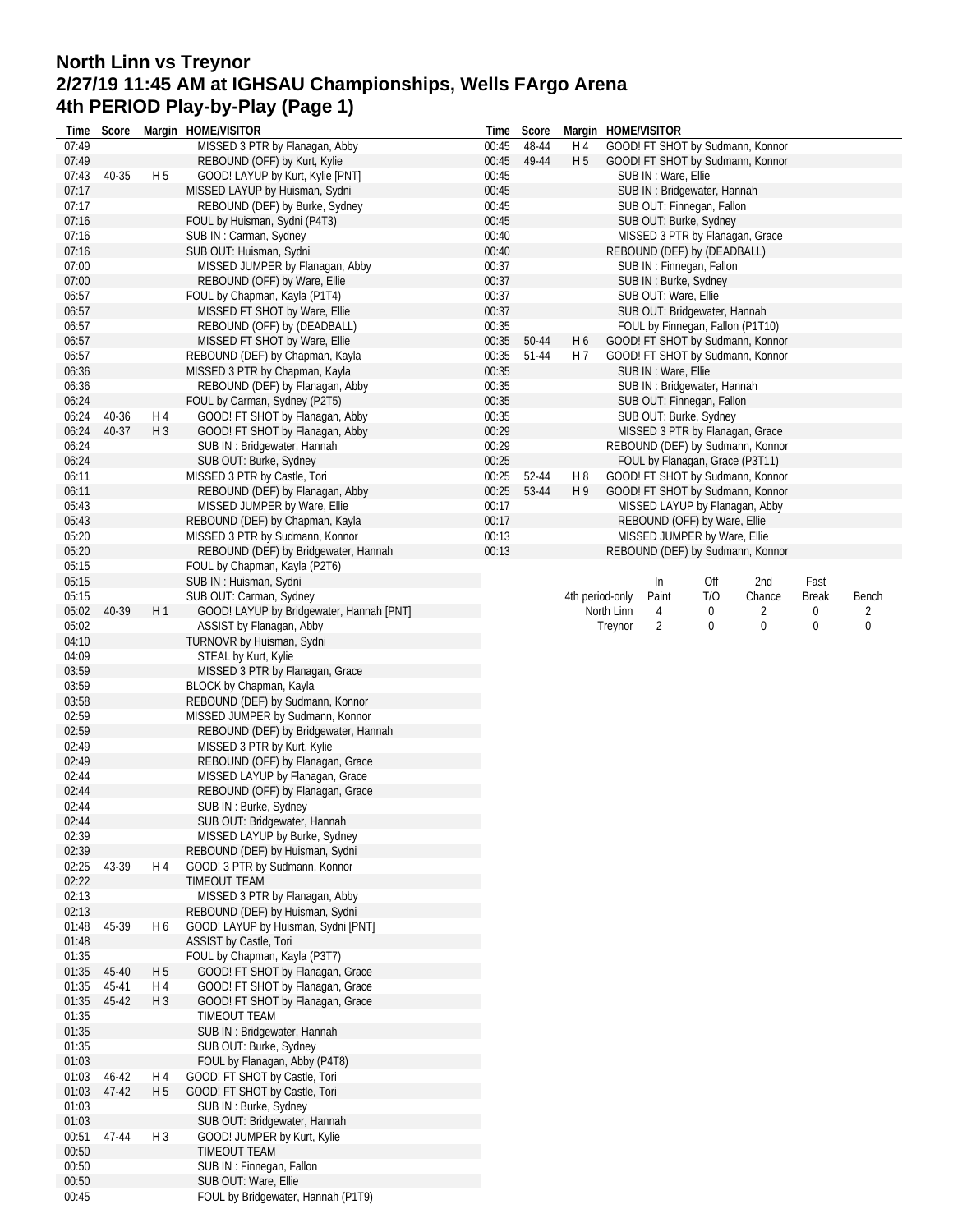# North Linn vs Treynor
## 2/27/19 11:45 AM at IGHSAU Championships, Wells FArgo Arena
## 4th PERIOD Play-by-Play (Page 1)

| Time | Score | Margin | HOME/VISITOR |
|---|---|---|---|
| 07:49 | | | MISSED 3 PTR by Flanagan, Abby |
| 07:49 | | | REBOUND (OFF) by Kurt, Kylie |
| 07:43 | 40-35 | H 5 | GOOD! LAYUP by Kurt, Kylie [PNT] |
| 07:17 | | | MISSED LAYUP by Huisman, Sydni |
| 07:17 | | | REBOUND (DEF) by Burke, Sydney |
| 07:16 | | | FOUL by Huisman, Sydni (P4T3) |
| 07:16 | | | SUB IN : Carman, Sydney |
| 07:16 | | | SUB OUT: Huisman, Sydni |
| 07:00 | | | MISSED JUMPER by Flanagan, Abby |
| 07:00 | | | REBOUND (OFF) by Ware, Ellie |
| 06:57 | | | FOUL by Chapman, Kayla (P1T4) |
| 06:57 | | | MISSED FT SHOT by Ware, Ellie |
| 06:57 | | | REBOUND (OFF) by (DEADBALL) |
| 06:57 | | | MISSED FT SHOT by Ware, Ellie |
| 06:57 | | | REBOUND (DEF) by Chapman, Kayla |
| 06:36 | | | MISSED 3 PTR by Chapman, Kayla |
| 06:36 | | | REBOUND (DEF) by Flanagan, Abby |
| 06:24 | | | FOUL by Carman, Sydney (P2T5) |
| 06:24 | 40-36 | H 4 | GOOD! FT SHOT by Flanagan, Abby |
| 06:24 | 40-37 | H 3 | GOOD! FT SHOT by Flanagan, Abby |
| 06:24 | | | SUB IN : Bridgewater, Hannah |
| 06:24 | | | SUB OUT: Burke, Sydney |
| 06:11 | | | MISSED 3 PTR by Castle, Tori |
| 06:11 | | | REBOUND (DEF) by Flanagan, Abby |
| 05:43 | | | MISSED JUMPER by Ware, Ellie |
| 05:43 | | | REBOUND (DEF) by Chapman, Kayla |
| 05:20 | | | MISSED 3 PTR by Sudmann, Konnor |
| 05:20 | | | REBOUND (DEF) by Bridgewater, Hannah |
| 05:15 | | | FOUL by Chapman, Kayla (P2T6) |
| 05:15 | | | SUB IN : Huisman, Sydni |
| 05:15 | | | SUB OUT: Carman, Sydney |
| 05:02 | 40-39 | H 1 | GOOD! LAYUP by Bridgewater, Hannah [PNT] |
| 05:02 | | | ASSIST by Flanagan, Abby |
| 04:10 | | | TURNOVR by Huisman, Sydni |
| 04:09 | | | STEAL by Kurt, Kylie |
| 03:59 | | | MISSED 3 PTR by Flanagan, Grace |
| 03:59 | | | BLOCK by Chapman, Kayla |
| 03:58 | | | REBOUND (DEF) by Sudmann, Konnor |
| 02:59 | | | MISSED JUMPER by Sudmann, Konnor |
| 02:59 | | | REBOUND (DEF) by Bridgewater, Hannah |
| 02:49 | | | MISSED 3 PTR by Kurt, Kylie |
| 02:49 | | | REBOUND (OFF) by Flanagan, Grace |
| 02:44 | | | MISSED LAYUP by Flanagan, Grace |
| 02:44 | | | REBOUND (OFF) by Flanagan, Grace |
| 02:44 | | | SUB IN : Burke, Sydney |
| 02:44 | | | SUB OUT: Bridgewater, Hannah |
| 02:39 | | | MISSED LAYUP by Burke, Sydney |
| 02:39 | | | REBOUND (DEF) by Huisman, Sydni |
| 02:25 | 43-39 | H 4 | GOOD! 3 PTR by Sudmann, Konnor |
| 02:22 | | | TIMEOUT TEAM |
| 02:13 | | | MISSED 3 PTR by Flanagan, Abby |
| 02:13 | | | REBOUND (DEF) by Huisman, Sydni |
| 01:48 | 45-39 | H 6 | GOOD! LAYUP by Huisman, Sydni [PNT] |
| 01:48 | | | ASSIST by Castle, Tori |
| 01:35 | | | FOUL by Chapman, Kayla (P3T7) |
| 01:35 | 45-40 | H 5 | GOOD! FT SHOT by Flanagan, Grace |
| 01:35 | 45-41 | H 4 | GOOD! FT SHOT by Flanagan, Grace |
| 01:35 | 45-42 | H 3 | GOOD! FT SHOT by Flanagan, Grace |
| 01:35 | | | TIMEOUT TEAM |
| 01:35 | | | SUB IN : Bridgewater, Hannah |
| 01:35 | | | SUB OUT: Burke, Sydney |
| 01:03 | | | FOUL by Flanagan, Abby (P4T8) |
| 01:03 | 46-42 | H 4 | GOOD! FT SHOT by Castle, Tori |
| 01:03 | 47-42 | H 5 | GOOD! FT SHOT by Castle, Tori |
| 01:03 | | | SUB IN : Burke, Sydney |
| 01:03 | | | SUB OUT: Bridgewater, Hannah |
| 00:51 | 47-44 | H 3 | GOOD! JUMPER by Kurt, Kylie |
| 00:50 | | | TIMEOUT TEAM |
| 00:50 | | | SUB IN : Finnegan, Fallon |
| 00:50 | | | SUB OUT: Ware, Ellie |
| 00:45 | | | FOUL by Bridgewater, Hannah (P1T9) |
| 00:45 | 48-44 | H 4 | GOOD! FT SHOT by Sudmann, Konnor |
| 00:45 | 49-44 | H 5 | GOOD! FT SHOT by Sudmann, Konnor |
| 00:45 | | | SUB IN : Ware, Ellie |
| 00:45 | | | SUB IN : Bridgewater, Hannah |
| 00:45 | | | SUB OUT: Finnegan, Fallon |
| 00:45 | | | SUB OUT: Burke, Sydney |
| 00:40 | | | MISSED 3 PTR by Flanagan, Grace |
| 00:40 | | | REBOUND (DEF) by (DEADBALL) |
| 00:37 | | | SUB IN : Finnegan, Fallon |
| 00:37 | | | SUB IN : Burke, Sydney |
| 00:37 | | | SUB OUT: Ware, Ellie |
| 00:37 | | | SUB OUT: Bridgewater, Hannah |
| 00:35 | | | FOUL by Finnegan, Fallon (P1T10) |
| 00:35 | 50-44 | H 6 | GOOD! FT SHOT by Sudmann, Konnor |
| 00:35 | 51-44 | H 7 | GOOD! FT SHOT by Sudmann, Konnor |
| 00:35 | | | SUB IN : Ware, Ellie |
| 00:35 | | | SUB IN : Bridgewater, Hannah |
| 00:35 | | | SUB OUT: Finnegan, Fallon |
| 00:35 | | | SUB OUT: Burke, Sydney |
| 00:29 | | | MISSED 3 PTR by Flanagan, Grace |
| 00:29 | | | REBOUND (DEF) by Sudmann, Konnor |
| 00:25 | | | FOUL by Flanagan, Grace (P3T11) |
| 00:25 | 52-44 | H 8 | GOOD! FT SHOT by Sudmann, Konnor |
| 00:25 | 53-44 | H 9 | GOOD! FT SHOT by Sudmann, Konnor |
| 00:17 | | | MISSED LAYUP by Flanagan, Abby |
| 00:17 | | | REBOUND (OFF) by Ware, Ellie |
| 00:13 | | | MISSED JUMPER by Ware, Ellie |
| 00:13 | | | REBOUND (DEF) by Sudmann, Konnor |

| 4th period-only | In Paint | Off T/O | 2nd Chance | Fast Break | Bench |
|---|---|---|---|---|---|
| North Linn | 4 | 0 | 2 | 0 | 2 |
| Treynor | 2 | 0 | 0 | 0 | 0 |